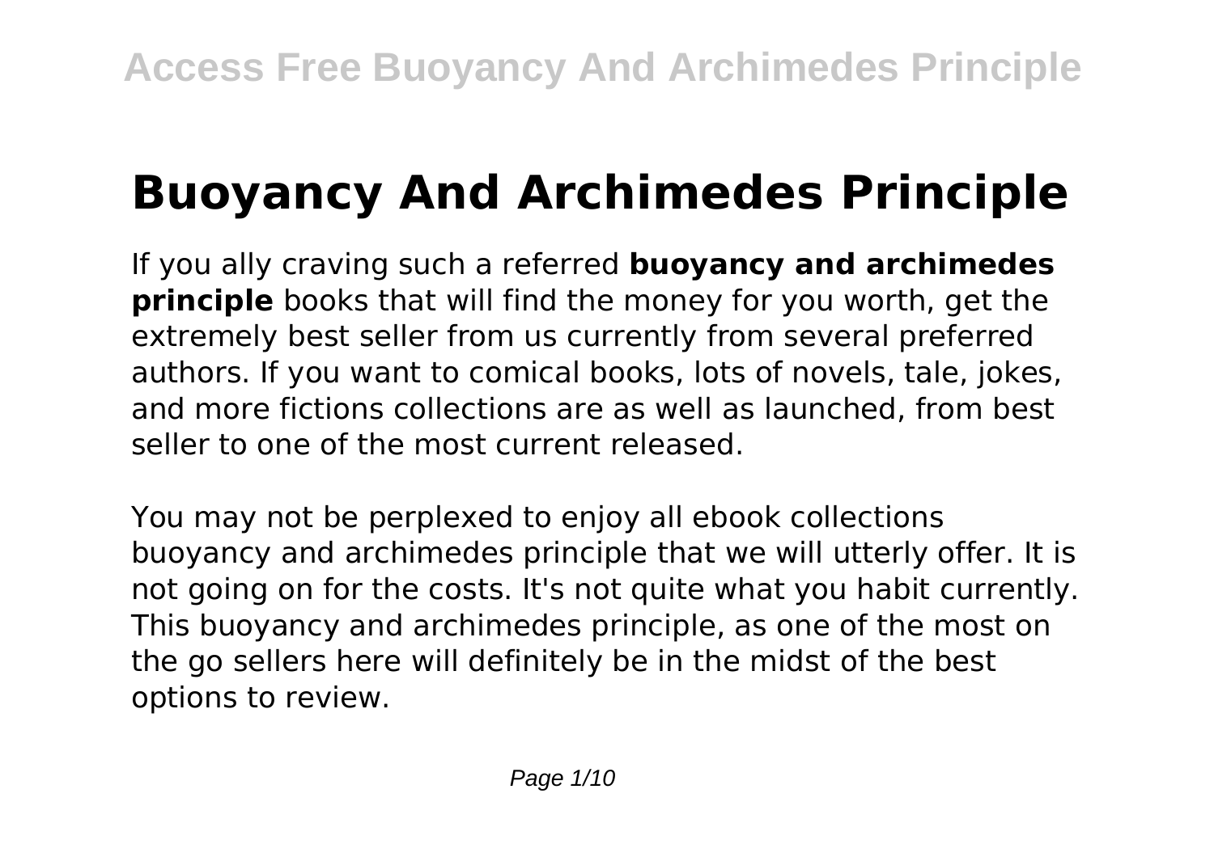# Buoyancy And Archimedes Principle

If you ally craving such a referred **buoyancy and archimedes principle** books that will find the money for you worth, get the extremely best seller from us currently from several preferred authors. If you want to comical books, lots of novels, tale, jokes, and more fictions collections are as well as launched, from best seller to one of the most current released.

You may not be perplexed to enjoy all ebook collections buoyancy and archimedes principle that we will utterly offer. It is not going on for the costs. It's not quite what you habit currently. This buoyancy and archimedes principle, as one of the most on the go sellers here will definitely be in the midst of the best options to review.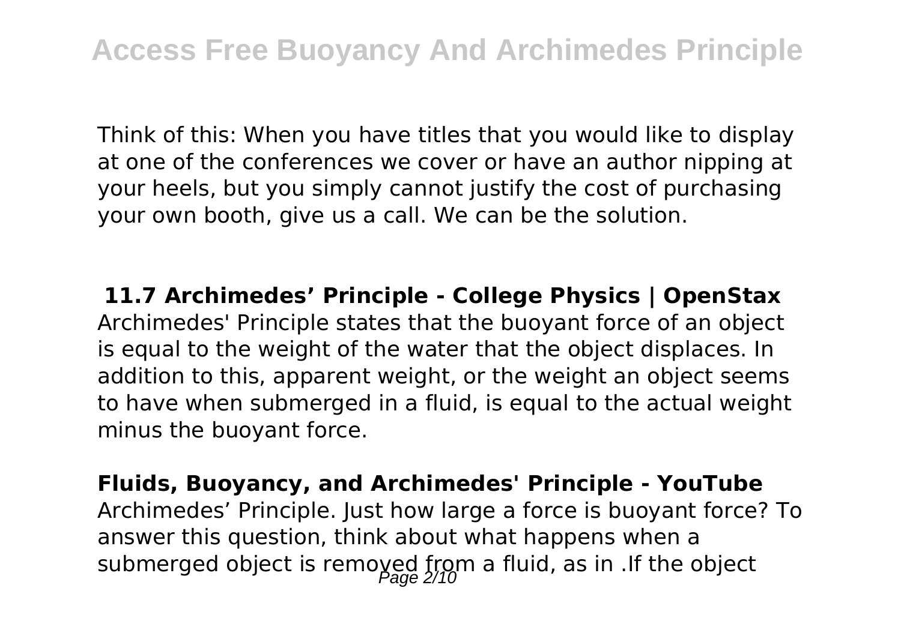Think of this: When you have titles that you would like to display at one of the conferences we cover or have an author nipping at your heels, but you simply cannot justify the cost of purchasing your own booth, give us a call. We can be the solution.

**11.7 Archimedes' Principle - College Physics | OpenStax**

Archimedes' Principle states that the buoyant force of an object is equal to the weight of the water that the object displaces. In addition to this, apparent weight, or the weight an object seems to have when submerged in a fluid, is equal to the actual weight minus the buoyant force.

**Fluids, Buoyancy, and Archimedes' Principle - YouTube**

Archimedes' Principle. Just how large a force is buoyant force? To answer this question, think about what happens when a submerged object is removed from a fluid, as in .If the object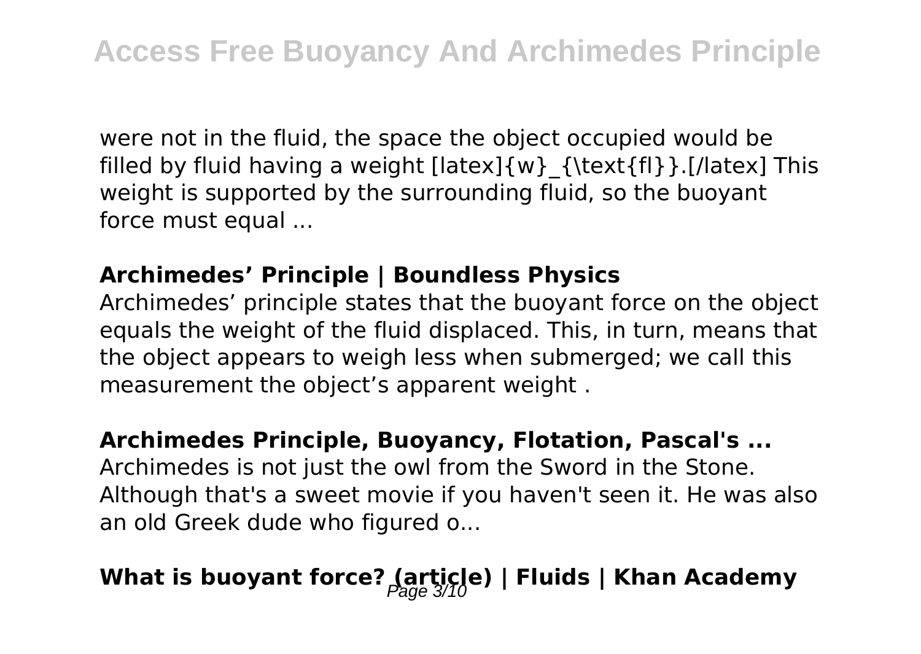were not in the fluid, the space the object occupied would be filled by fluid having a weight $w_{\text{fl}}$. This weight is supported by the surrounding fluid, so the buoyant force must equal ...

### Archimedes’ Principle | Boundless Physics

Archimedes’ principle states that the buoyant force on the object equals the weight of the fluid displaced. This, in turn, means that the object appears to weigh less when submerged; we call this measurement the object’s apparent weight .

### Archimedes Principle, Buoyancy, Flotation, Pascal's ...

Archimedes is not just the owl from the Sword in the Stone. Although that's a sweet movie if you haven't seen it. He was also an old Greek dude who figured o...

### What is buoyant force? (article) | Fluids | Khan Academy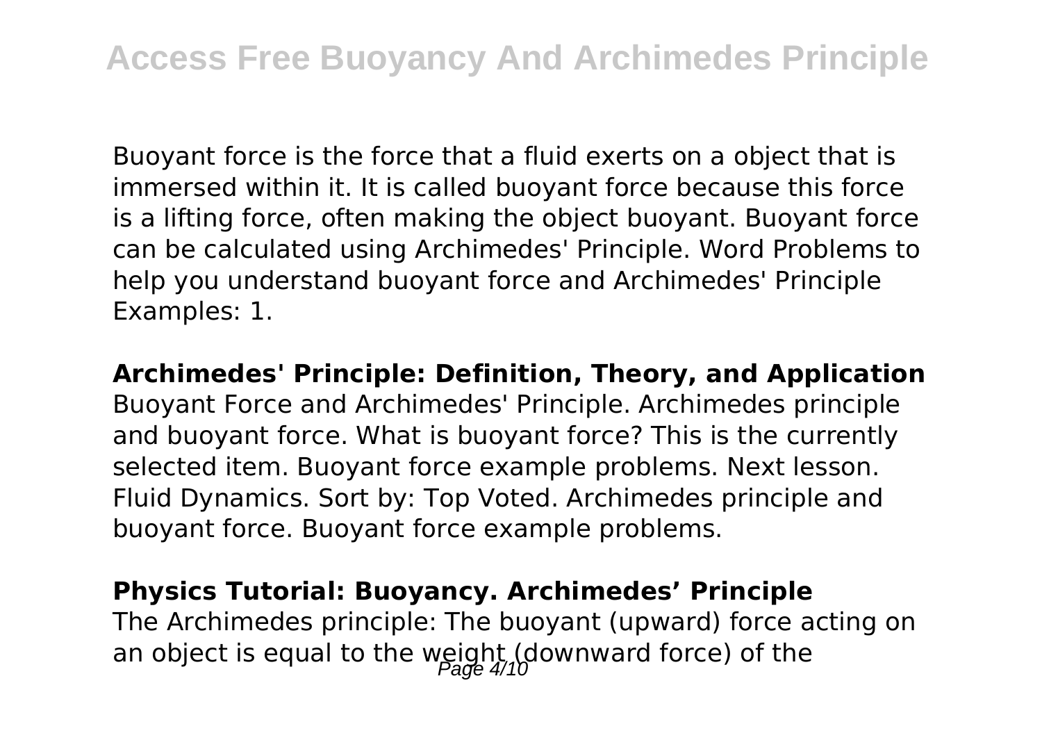Buoyant force is the force that a fluid exerts on a object that is immersed within it. It is called buoyant force because this force is a lifting force, often making the object buoyant. Buoyant force can be calculated using Archimedes' Principle. Word Problems to help you understand buoyant force and Archimedes' Principle Examples: 1.

**Archimedes' Principle: Definition, Theory, and Application**

Buoyant Force and Archimedes' Principle. Archimedes principle and buoyant force. What is buoyant force? This is the currently selected item. Buoyant force example problems. Next lesson. Fluid Dynamics. Sort by: Top Voted. Archimedes principle and buoyant force. Buoyant force example problems.

**Physics Tutorial: Buoyancy. Archimedes' Principle**

The Archimedes principle: The buoyant (upward) force acting on an object is equal to the weight (downward force) of the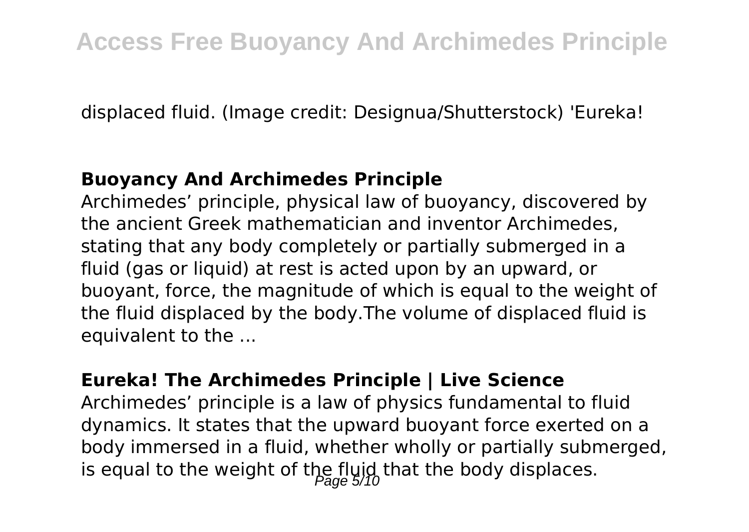displaced fluid. (Image credit: Designua/Shutterstock) 'Eureka!

### Buoyancy And Archimedes Principle

Archimedes' principle, physical law of buoyancy, discovered by the ancient Greek mathematician and inventor Archimedes, stating that any body completely or partially submerged in a fluid (gas or liquid) at rest is acted upon by an upward, or buoyant, force, the magnitude of which is equal to the weight of the fluid displaced by the body.The volume of displaced fluid is equivalent to the ...

### Eureka! The Archimedes Principle | Live Science

Archimedes' principle is a law of physics fundamental to fluid dynamics. It states that the upward buoyant force exerted on a body immersed in a fluid, whether wholly or partially submerged, is equal to the weight of the fluid that the body displaces.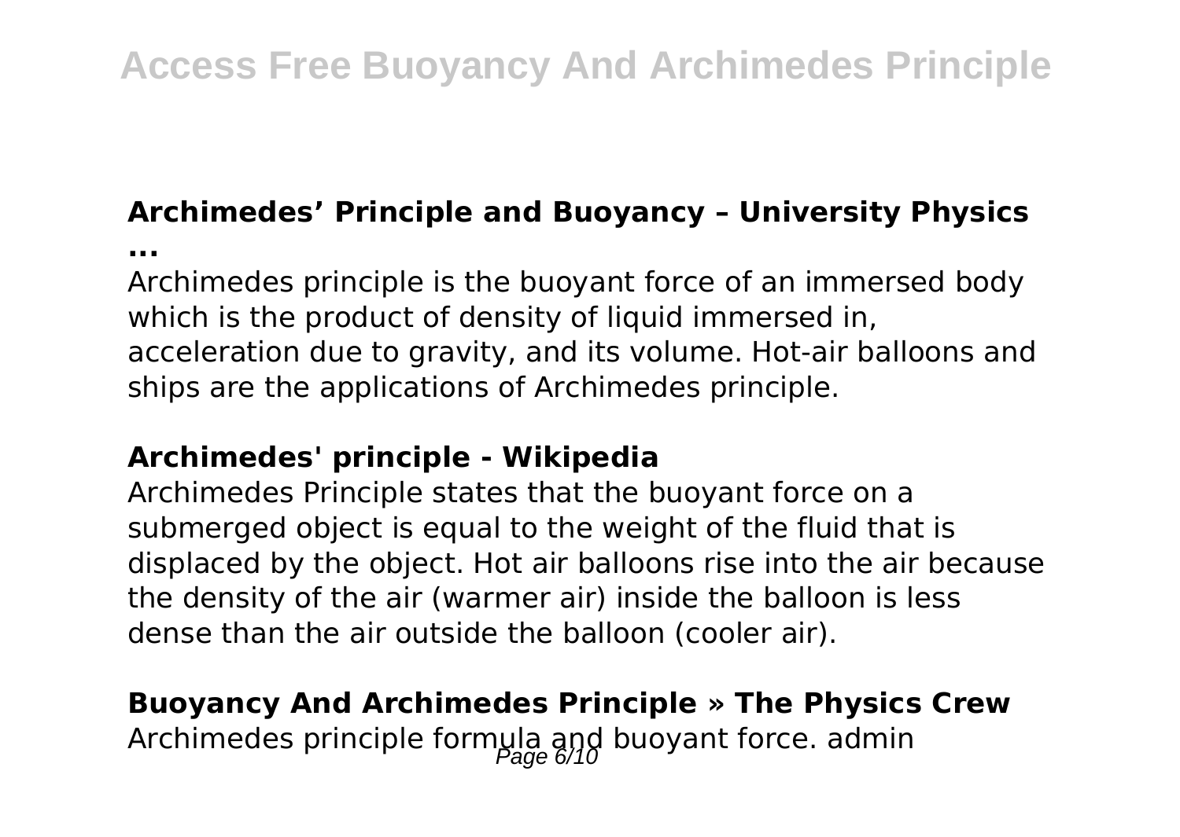### Archimedes’ Principle and Buoyancy – University Physics ...

Archimedes principle is the buoyant force of an immersed body which is the product of density of liquid immersed in, acceleration due to gravity, and its volume. Hot-air balloons and ships are the applications of Archimedes principle.

### Archimedes' principle - Wikipedia

Archimedes Principle states that the buoyant force on a submerged object is equal to the weight of the fluid that is displaced by the object. Hot air balloons rise into the air because the density of the air (warmer air) inside the balloon is less dense than the air outside the balloon (cooler air).

### Buoyancy And Archimedes Principle » The Physics Crew

Archimedes principle formula and buoyant force. admin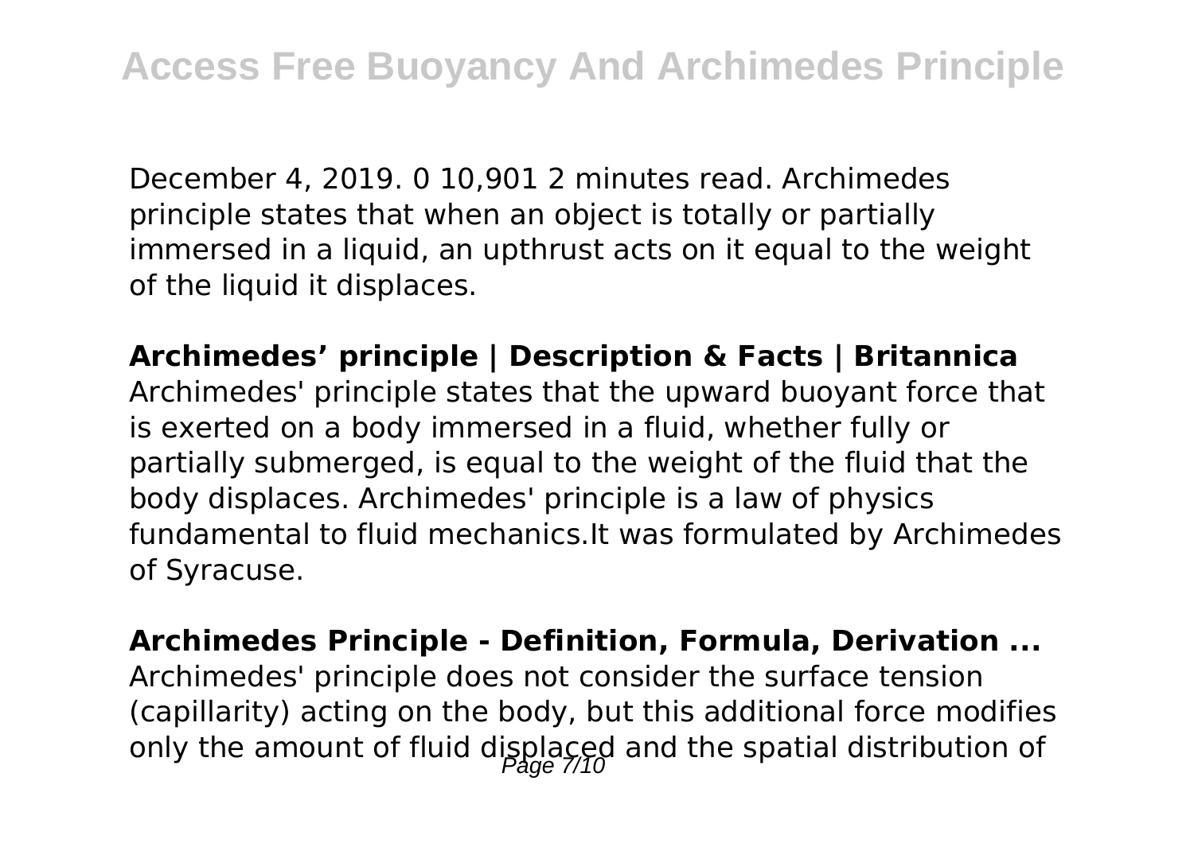December 4, 2019. 0 10,901 2 minutes read. Archimedes principle states that when an object is totally or partially immersed in a liquid, an upthrust acts on it equal to the weight of the liquid it displaces.

**Archimedes' principle | Description & Facts | Britannica**

Archimedes' principle states that the upward buoyant force that is exerted on a body immersed in a fluid, whether fully or partially submerged, is equal to the weight of the fluid that the body displaces. Archimedes' principle is a law of physics fundamental to fluid mechanics.It was formulated by Archimedes of Syracuse.

**Archimedes Principle - Definition, Formula, Derivation ...**

Archimedes' principle does not consider the surface tension (capillarity) acting on the body, but this additional force modifies only the amount of fluid displaced and the spatial distribution of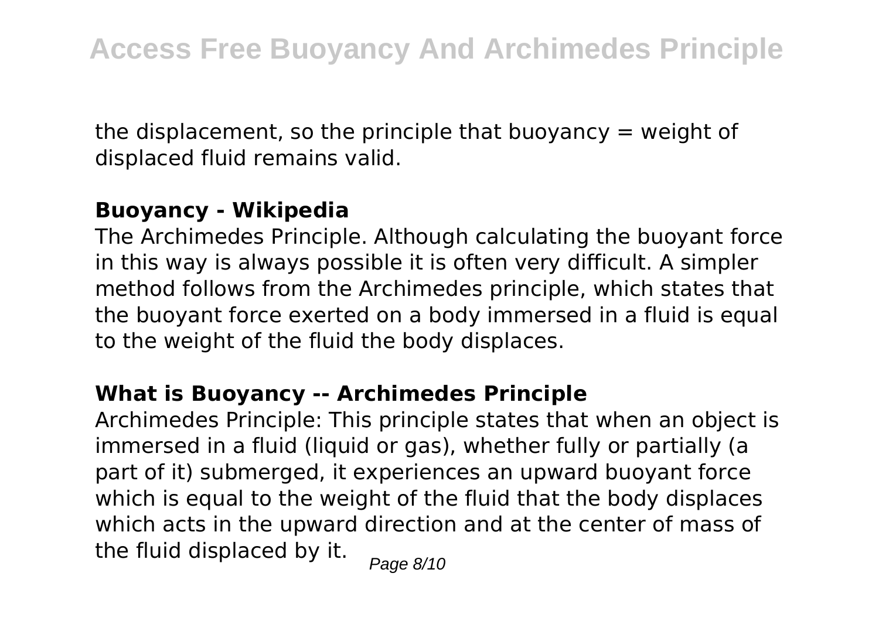the displacement, so the principle that buoyancy = weight of displaced fluid remains valid.

**Buoyancy - Wikipedia**

The Archimedes Principle. Although calculating the buoyant force in this way is always possible it is often very difficult. A simpler method follows from the Archimedes principle, which states that the buoyant force exerted on a body immersed in a fluid is equal to the weight of the fluid the body displaces.

**What is Buoyancy -- Archimedes Principle**

Archimedes Principle: This principle states that when an object is immersed in a fluid (liquid or gas), whether fully or partially (a part of it) submerged, it experiences an upward buoyant force which is equal to the weight of the fluid that the body displaces which acts in the upward direction and at the center of mass of the fluid displaced by it.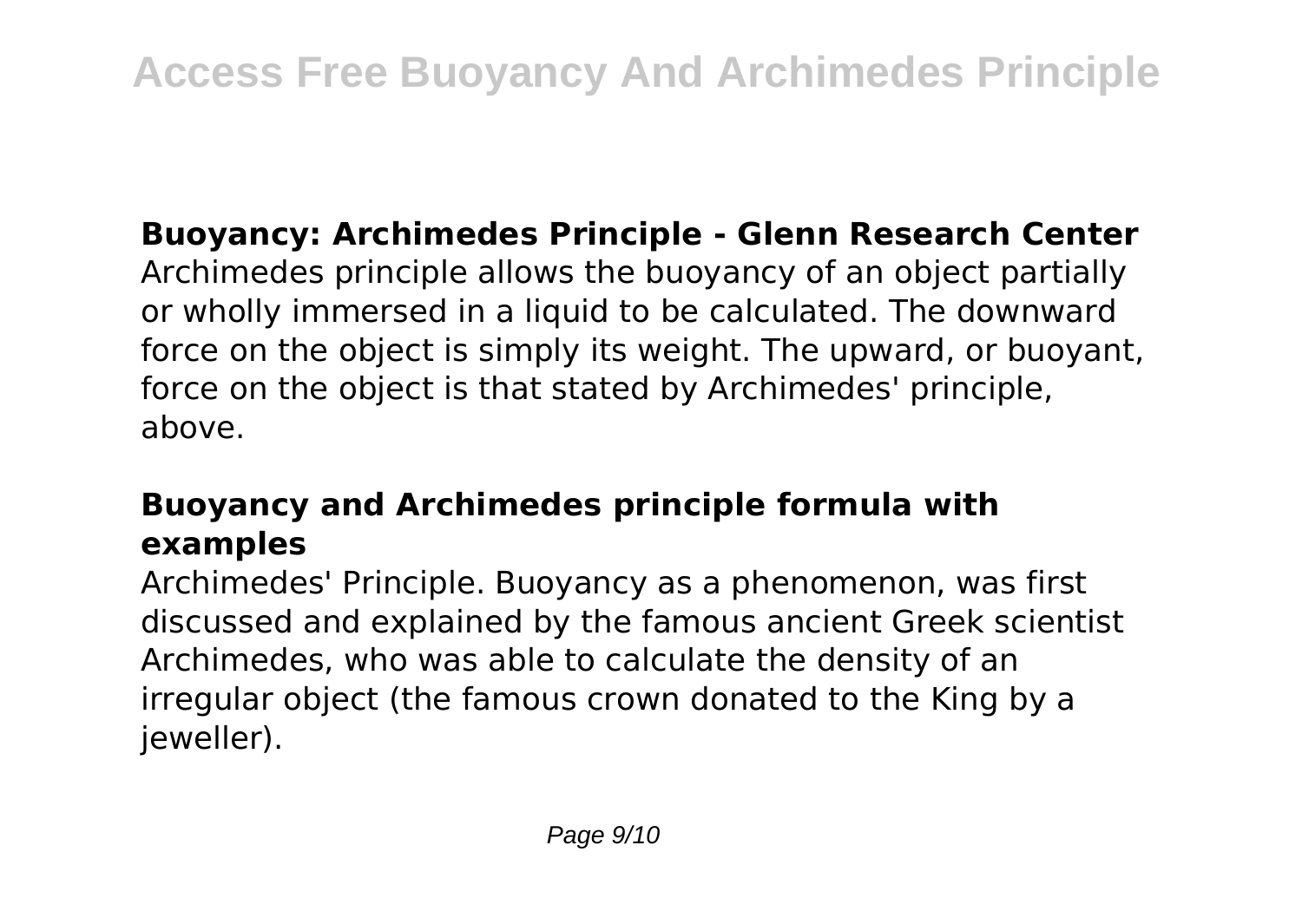**Buoyancy: Archimedes Principle - Glenn Research Center**

Archimedes principle allows the buoyancy of an object partially or wholly immersed in a liquid to be calculated. The downward force on the object is simply its weight. The upward, or buoyant, force on the object is that stated by Archimedes' principle, above.

**Buoyancy and Archimedes principle formula with examples**

Archimedes' Principle. Buoyancy as a phenomenon, was first discussed and explained by the famous ancient Greek scientist Archimedes, who was able to calculate the density of an irregular object (the famous crown donated to the King by a jeweller).